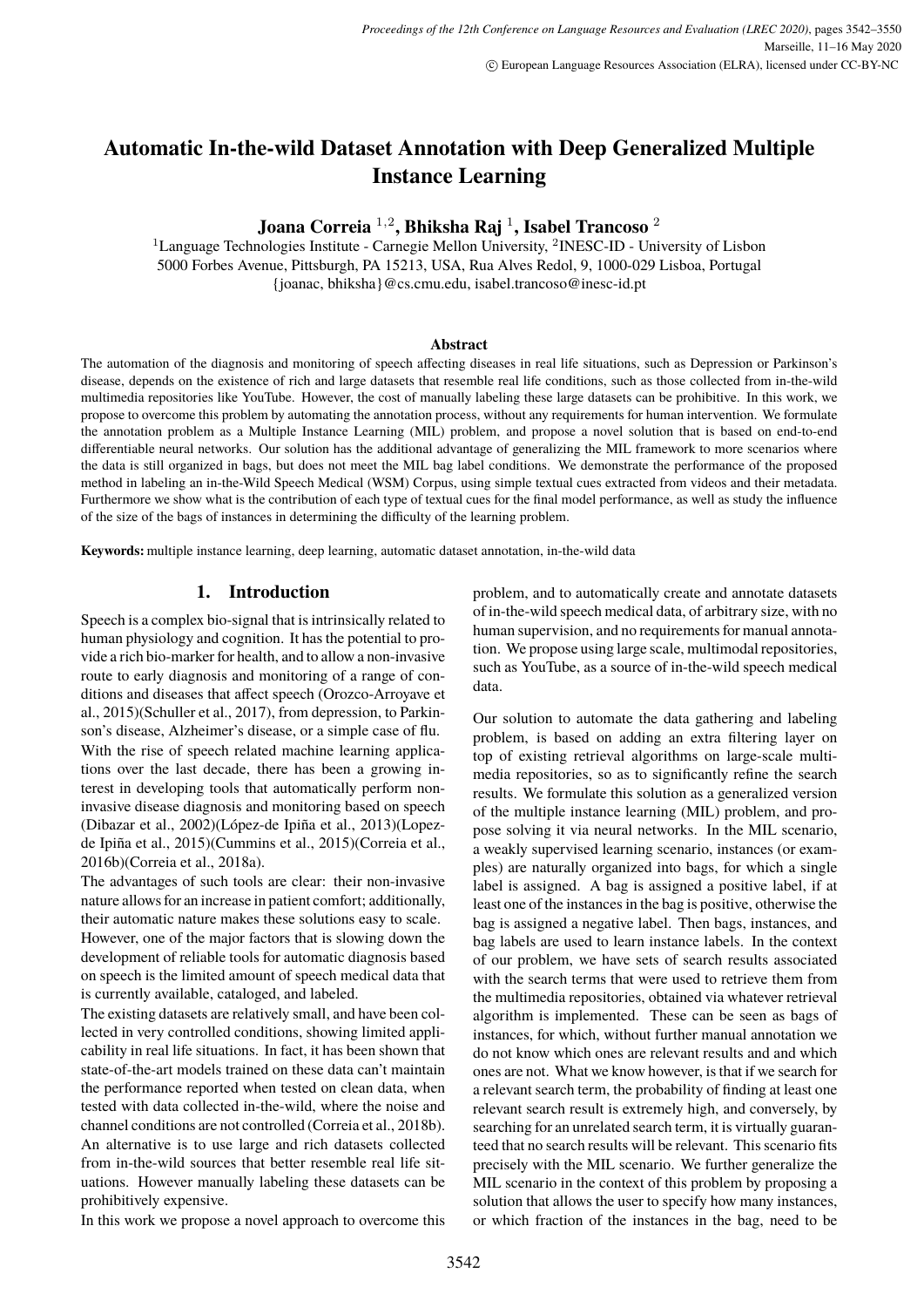# Automatic In-the-wild Dataset Annotation with Deep Generalized Multiple Instance Learning

**Joana Correia [1,2], Bhiksha Raj [1], Isabel Trancoso [2]**

[1]Language Technologies Institute - Carnegie Mellon University, [2]INESC-ID - University of Lisbon
5000 Forbes Avenue, Pittsburgh, PA 15213, USA, Rua Alves Redol, 9, 1000-029 Lisboa, Portugal
{joanac, bhiksha}@cs.cmu.edu, isabel.trancoso@inesc-id.pt

### Abstract

The automation of the diagnosis and monitoring of speech affecting diseases in real life situations, such as Depression or Parkinson's disease, depends on the existence of rich and large datasets that resemble real life conditions, such as those collected from in-the-wild multimedia repositories like YouTube. However, the cost of manually labeling these large datasets can be prohibitive. In this work, we propose to overcome this problem by automating the annotation process, without any requirements for human intervention. We formulate the annotation problem as a Multiple Instance Learning (MIL) problem, and propose a novel solution that is based on end-to-end differentiable neural networks. Our solution has the additional advantage of generalizing the MIL framework to more scenarios where the data is still organized in bags, but does not meet the MIL bag label conditions. We demonstrate the performance of the proposed method in labeling an in-the-Wild Speech Medical (WSM) Corpus, using simple textual cues extracted from videos and their metadata. Furthermore we show what is the contribution of each type of textual cues for the final model performance, as well as study the influence of the size of the bags of instances in determining the difficulty of the learning problem.

**Keywords:** multiple instance learning, deep learning, automatic dataset annotation, in-the-wild data

## 1. Introduction

Speech is a complex bio-signal that is intrinsically related to human physiology and cognition. It has the potential to provide a rich bio-marker for health, and to allow a non-invasive route to early diagnosis and monitoring of a range of conditions and diseases that affect speech (Orozco-Arroyave et al., 2015)(Schuller et al., 2017), from depression, to Parkinson's disease, Alzheimer's disease, or a simple case of flu.

With the rise of speech related machine learning applications over the last decade, there has been a growing interest in developing tools that automatically perform non-invasive disease diagnosis and monitoring based on speech (Dibazar et al., 2002)(López-de Ipiña et al., 2013)(Lopez-de Ipiña et al., 2015)(Cummins et al., 2015)(Correia et al., 2016b)(Correia et al., 2018a).

The advantages of such tools are clear: their non-invasive nature allows for an increase in patient comfort; additionally, their automatic nature makes these solutions easy to scale.

However, one of the major factors that is slowing down the development of reliable tools for automatic diagnosis based on speech is the limited amount of speech medical data that is currently available, cataloged, and labeled.

The existing datasets are relatively small, and have been collected in very controlled conditions, showing limited applicability in real life situations. In fact, it has been shown that state-of-the-art models trained on these data can't maintain the performance reported when tested on clean data, when tested with data collected in-the-wild, where the noise and channel conditions are not controlled (Correia et al., 2018b). An alternative is to use large and rich datasets collected from in-the-wild sources that better resemble real life situations. However manually labeling these datasets can be prohibitively expensive.

In this work we propose a novel approach to overcome this problem, and to automatically create and annotate datasets of in-the-wild speech medical data, of arbitrary size, with no human supervision, and no requirements for manual annotation. We propose using large scale, multimodal repositories, such as YouTube, as a source of in-the-wild speech medical data.

Our solution to automate the data gathering and labeling problem, is based on adding an extra filtering layer on top of existing retrieval algorithms on large-scale multimedia repositories, so as to significantly refine the search results. We formulate this solution as a generalized version of the multiple instance learning (MIL) problem, and propose solving it via neural networks. In the MIL scenario, a weakly supervised learning scenario, instances (or examples) are naturally organized into bags, for which a single label is assigned. A bag is assigned a positive label, if at least one of the instances in the bag is positive, otherwise the bag is assigned a negative label. Then bags, instances, and bag labels are used to learn instance labels. In the context of our problem, we have sets of search results associated with the search terms that were used to retrieve them from the multimedia repositories, obtained via whatever retrieval algorithm is implemented. These can be seen as bags of instances, for which, without further manual annotation we do not know which ones are relevant results and which ones are not. What we know however, is that if we search for a relevant search term, the probability of finding at least one relevant search result is extremely high, and conversely, by searching for an unrelated search term, it is virtually guaranteed that no search results will be relevant. This scenario fits precisely with the MIL scenario. We further generalize the MIL scenario in the context of this problem by proposing a solution that allows the user to specify how many instances, or which fraction of the instances in the bag, need to be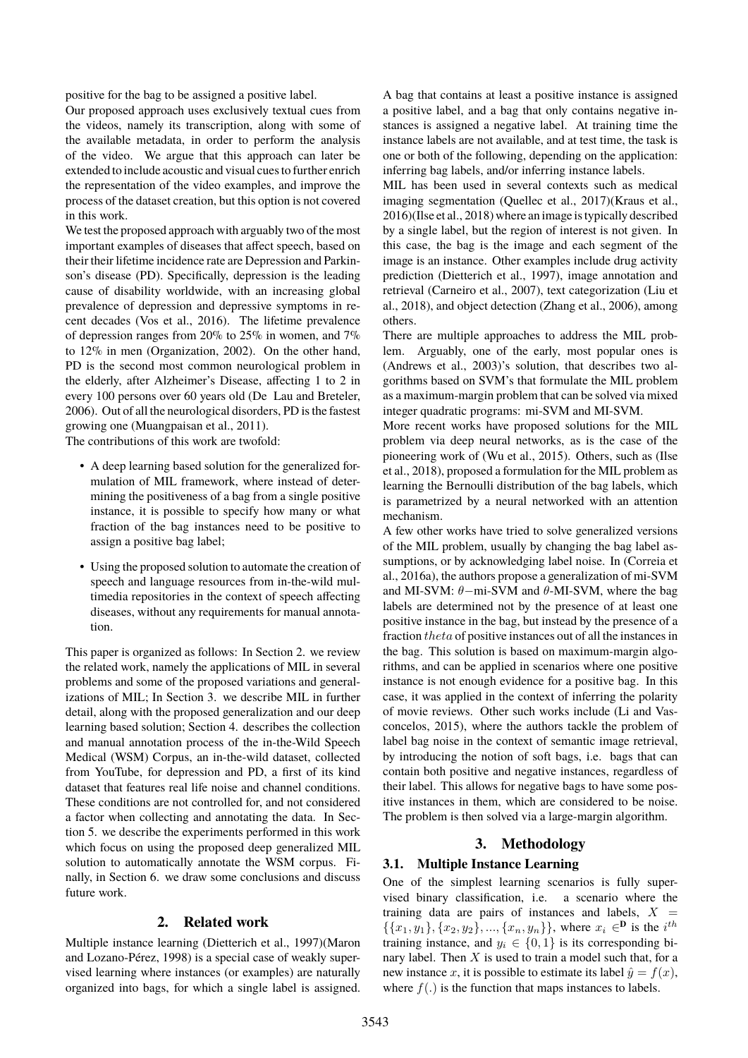positive for the bag to be assigned a positive label.

Our proposed approach uses exclusively textual cues from the videos, namely its transcription, along with some of the available metadata, in order to perform the analysis of the video. We argue that this approach can later be extended to include acoustic and visual cues to further enrich the representation of the video examples, and improve the process of the dataset creation, but this option is not covered in this work.

We test the proposed approach with arguably two of the most important examples of diseases that affect speech, based on their their lifetime incidence rate are Depression and Parkinson's disease (PD). Specifically, depression is the leading cause of disability worldwide, with an increasing global prevalence of depression and depressive symptoms in recent decades (Vos et al., 2016). The lifetime prevalence of depression ranges from 20% to 25% in women, and 7% to 12% in men (Organization, 2002). On the other hand, PD is the second most common neurological problem in the elderly, after Alzheimer's Disease, affecting 1 to 2 in every 100 persons over 60 years old (De Lau and Breteler, 2006). Out of all the neurological disorders, PD is the fastest growing one (Muangpaisan et al., 2011).

The contributions of this work are twofold:

- A deep learning based solution for the generalized formulation of MIL framework, where instead of determining the positiveness of a bag from a single positive instance, it is possible to specify how many or what fraction of the bag instances need to be positive to assign a positive bag label;
- Using the proposed solution to automate the creation of speech and language resources from in-the-wild multimedia repositories in the context of speech affecting diseases, without any requirements for manual annotation.

This paper is organized as follows: In Section 2. we review the related work, namely the applications of MIL in several problems and some of the proposed variations and generalizations of MIL; In Section 3. we describe MIL in further detail, along with the proposed generalization and our deep learning based solution; Section 4. describes the collection and manual annotation process of the in-the-Wild Speech Medical (WSM) Corpus, an in-the-wild dataset, collected from YouTube, for depression and PD, a first of its kind dataset that features real life noise and channel conditions. These conditions are not controlled for, and not considered a factor when collecting and annotating the data. In Section 5. we describe the experiments performed in this work which focus on using the proposed deep generalized MIL solution to automatically annotate the WSM corpus. Finally, in Section 6. we draw some conclusions and discuss future work.

## 2. Related work

Multiple instance learning (Dietterich et al., 1997)(Maron and Lozano-Pérez, 1998) is a special case of weakly supervised learning where instances (or examples) are naturally organized into bags, for which a single label is assigned. A bag that contains at least a positive instance is assigned a positive label, and a bag that only contains negative instances is assigned a negative label. At training time the instance labels are not available, and at test time, the task is one or both of the following, depending on the application: inferring bag labels, and/or inferring instance labels.

MIL has been used in several contexts such as medical imaging segmentation (Quellec et al., 2017)(Kraus et al., 2016)(Ilse et al., 2018) where an image is typically described by a single label, but the region of interest is not given. In this case, the bag is the image and each segment of the image is an instance. Other examples include drug activity prediction (Dietterich et al., 1997), image annotation and retrieval (Carneiro et al., 2007), text categorization (Liu et al., 2018), and object detection (Zhang et al., 2006), among others.

There are multiple approaches to address the MIL problem. Arguably, one of the early, most popular ones is (Andrews et al., 2003)'s solution, that describes two algorithms based on SVM's that formulate the MIL problem as a maximum-margin problem that can be solved via mixed integer quadratic programs: mi-SVM and MI-SVM.

More recent works have proposed solutions for the MIL problem via deep neural networks, as is the case of the pioneering work of (Wu et al., 2015). Others, such as (Ilse et al., 2018), proposed a formulation for the MIL problem as learning the Bernoulli distribution of the bag labels, which is parametrized by a neural networked with an attention mechanism.

A few other works have tried to solve generalized versions of the MIL problem, usually by changing the bag label assumptions, or by acknowledging label noise. In (Correia et al., 2016a), the authors propose a generalization of mi-SVM and MI-SVM: $\theta-$mi-SVM and $\theta$-MI-SVM, where the bag labels are determined not by the presence of at least one positive instance in the bag, but instead by the presence of a fraction $theta$ of positive instances out of all the instances in the bag. This solution is based on maximum-margin algorithms, and can be applied in scenarios where one positive instance is not enough evidence for a positive bag. In this case, it was applied in the context of inferring the polarity of movie reviews. Other such works include (Li and Vasconcelos, 2015), where the authors tackle the problem of label bag noise in the context of semantic image retrieval, by introducing the notion of soft bags, i.e. bags that can contain both positive and negative instances, regardless of their label. This allows for negative bags to have some positive instances in them, which are considered to be noise. The problem is then solved via a large-margin algorithm.

## 3. Methodology

### 3.1. Multiple Instance Learning

One of the simplest learning scenarios is fully supervised binary classification, i.e. a scenario where the training data are pairs of instances and labels, $X = \{\{x_1, y_1\}, \{x_2, y_2\}, ..., \{x_n, y_n\}\}$, where $x_i \in^{\mathbf{D}}$ is the $i^{th}$ training instance, and $y_i \in \{0, 1\}$ is its corresponding binary label. Then $X$ is used to train a model such that, for a new instance $x$, it is possible to estimate its label $\hat{y} = f(x)$, where $f(.)$ is the function that maps instances to labels.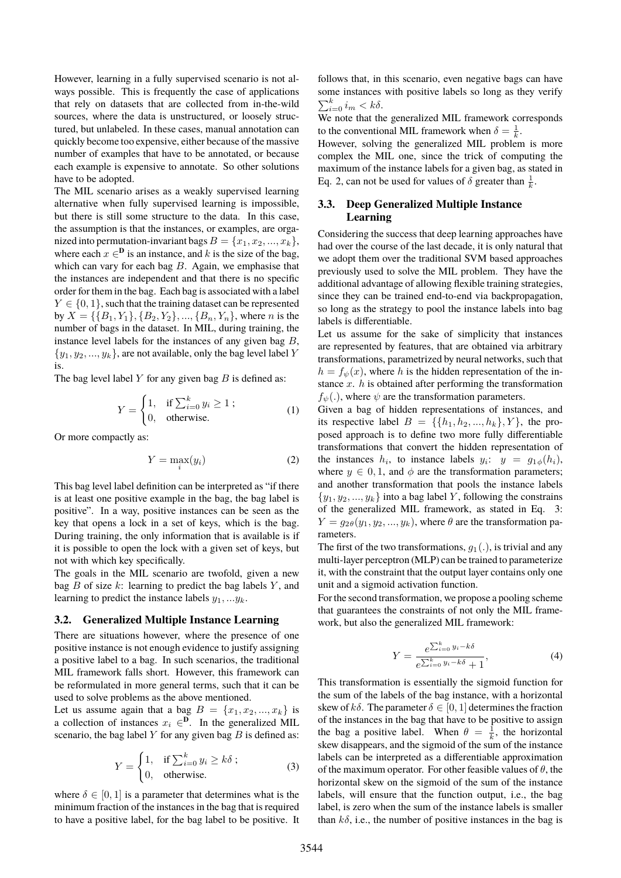However, learning in a fully supervised scenario is not always possible. This is frequently the case of applications that rely on datasets that are collected from in-the-wild sources, where the data is unstructured, or loosely structured, but unlabeled. In these cases, manual annotation can quickly become too expensive, either because of the massive number of examples that have to be annotated, or because each example is expensive to annotate. So other solutions have to be adopted.

The MIL scenario arises as a weakly supervised learning alternative when fully supervised learning is impossible, but there is still some structure to the data. In this case, the assumption is that the instances, or examples, are organized into permutation-invariant bags $B = \{x_1, x_2, ..., x_k\}$, where each $x \in^{\mathbf{D}}$ is an instance, and $k$ is the size of the bag, which can vary for each bag $B$. Again, we emphasise that the instances are independent and that there is no specific order for them in the bag. Each bag is associated with a label $Y \in \{0, 1\}$, such that the training dataset can be represented by $X = \{\{B_1, Y_1\}, \{B_2, Y_2\}, ..., \{B_n, Y_n\}$, where $n$ is the number of bags in the dataset. In MIL, during training, the instance level labels for the instances of any given bag $B$, $\{y_1, y_2, ..., y_k\}$, are not available, only the bag level label $Y$ is.

The bag level label $Y$ for any given bag $B$ is defined as:

$$Y = \begin{cases} 1, & \text{if } \sum_{i=0}^{k} y_i \geq 1 \text{ ;} \\ 0, & \text{otherwise.} \end{cases} \tag{1}$$

Or more compactly as:

$$Y = \max_i(y_i) \tag{2}$$

This bag level label definition can be interpreted as "if there is at least one positive example in the bag, the bag label is positive". In a way, positive instances can be seen as the key that opens a lock in a set of keys, which is the bag. During training, the only information that is available is if it is possible to open the lock with a given set of keys, but not with which key specifically.

The goals in the MIL scenario are twofold, given a new bag $B$ of size $k$: learning to predict the bag labels $Y$, and learning to predict the instance labels $y_1, ...y_k$.

### 3.2. Generalized Multiple Instance Learning

There are situations however, where the presence of one positive instance is not enough evidence to justify assigning a positive label to a bag. In such scenarios, the traditional MIL framework falls short. However, this framework can be reformulated in more general terms, such that it can be used to solve problems as the above mentioned.

Let us assume again that a bag $B = \{x_1, x_2, ..., x_k\}$ is a collection of instances $x_i \in^{\mathbf{D}}$. In the generalized MIL scenario, the bag label $Y$ for any given bag $B$ is defined as:

$$Y = \begin{cases} 1, & \text{if } \sum_{i=0}^{k} y_i \geq k\delta \text{ ;} \\ 0, & \text{otherwise.} \end{cases} \tag{3}$$

where $\delta \in [0, 1]$ is a parameter that determines what is the minimum fraction of the instances in the bag that is required to have a positive label, for the bag label to be positive. It follows that, in this scenario, even negative bags can have some instances with positive labels so long as they verify $\sum_{i=0}^{k} i_m < k\delta$.

We note that the generalized MIL framework corresponds to the conventional MIL framework when $\delta = \frac{1}{k}$.

However, solving the generalized MIL problem is more complex the MIL one, since the trick of computing the maximum of the instance labels for a given bag, as stated in Eq. 2, can not be used for values of $\delta$ greater than $\frac{1}{k}$.

### 3.3. Deep Generalized Multiple Instance Learning

Considering the success that deep learning approaches have had over the course of the last decade, it is only natural that we adopt them over the traditional SVM based approaches previously used to solve the MIL problem. They have the additional advantage of allowing flexible training strategies, since they can be trained end-to-end via backpropagation, so long as the strategy to pool the instance labels into bag labels is differentiable.

Let us assume for the sake of simplicity that instances are represented by features, that are obtained via arbitrary transformations, parametrized by neural networks, such that $h = f_{\psi}(x)$, where $h$ is the hidden representation of the instance $x$. $h$ is obtained after performing the transformation $f_{\psi}(.)$, where $\psi$ are the transformation parameters.

Given a bag of hidden representations of instances, and its respective label $B = \{\{h_1, h_2, ..., h_k\}, Y\}$, the proposed approach is to define two more fully differentiable transformations that convert the hidden representation of the instances $h_i$, to instance labels $y_i$: $y = g_{1\phi}(h_i)$, where $y \in 0, 1$, and $\phi$ are the transformation parameters; and another transformation that pools the instance labels $\{y_1, y_2, ..., y_k\}$ into a bag label $Y$, following the constrains of the generalized MIL framework, as stated in Eq. 3: $Y = g_{2\theta}(y_1, y_2, ..., y_k)$, where $\theta$ are the transformation parameters.

The first of the two transformations, $g_1(.)$, is trivial and any multi-layer perceptron (MLP) can be trained to parameterize it, with the constraint that the output layer contains only one unit and a sigmoid activation function.

For the second transformation, we propose a pooling scheme that guarantees the constraints of not only the MIL framework, but also the generalized MIL framework:

$$Y = \frac{e^{\sum_{i=0}^{k} y_i - k\delta}}{e^{\sum_{i=0}^{k} y_i - k\delta} + 1}, \tag{4}$$

This transformation is essentially the sigmoid function for the sum of the labels of the bag instance, with a horizontal skew of $k\delta$. The parameter $\delta \in [0, 1]$ determines the fraction of the instances in the bag that have to be positive to assign the bag a positive label. When $\theta = \frac{1}{k}$, the horizontal skew disappears, and the sigmoid of the sum of the instance labels can be interpreted as a differentiable approximation of the maximum operator. For other feasible values of $\theta$, the horizontal skew on the sigmoid of the sum of the instance labels, will ensure that the function output, i.e., the bag label, is zero when the sum of the instance labels is smaller than $k\delta$, i.e., the number of positive instances in the bag is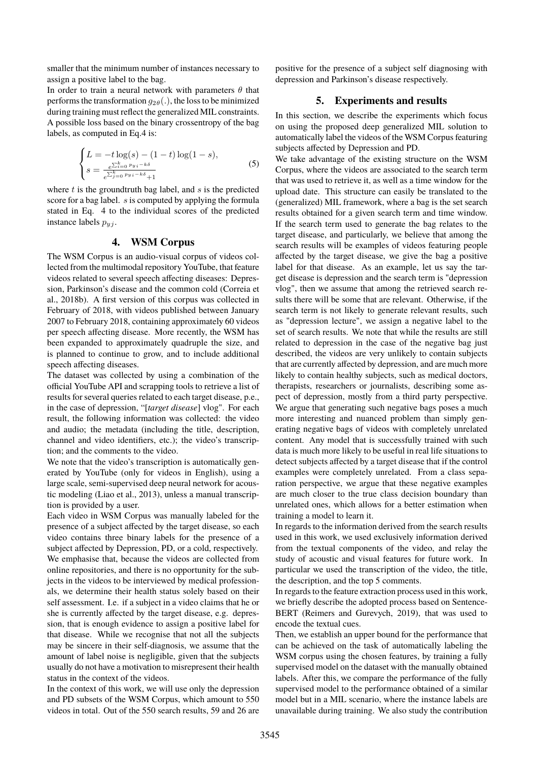smaller that the minimum number of instances necessary to assign a positive label to the bag.

In order to train a neural network with parameters $\theta$ that performs the transformation $g_{2\theta}(.)$, the loss to be minimized during training must reflect the generalized MIL constraints. A possible loss based on the binary crossentropy of the bag labels, as computed in Eq.4 is:

$$\begin{cases} L = -t\log(s) - (1-t)\log(1-s), \\ s = \frac{e^{\sum_{i=0}^{k} p_{y\,i} - k\delta}}{e^{\sum_{j=0}^{k} p_{y\,i} - k\delta} + 1} \end{cases} \quad (5)$$

where $t$ is the groundtruth bag label, and $s$ is the predicted score for a bag label. $s$ is computed by applying the formula stated in Eq. 4 to the individual scores of the predicted instance labels $p_{yj}$.

## 4. WSM Corpus

The WSM Corpus is an audio-visual corpus of videos collected from the multimodal repository YouTube, that feature videos related to several speech affecting diseases: Depression, Parkinson's disease and the common cold (Correia et al., 2018b). A first version of this corpus was collected in February of 2018, with videos published between January 2007 to February 2018, containing approximately 60 videos per speech affecting disease. More recently, the WSM has been expanded to approximately quadruple the size, and is planned to continue to grow, and to include additional speech affecting diseases.

The dataset was collected by using a combination of the official YouTube API and scrapping tools to retrieve a list of results for several queries related to each target disease, p.e., in the case of depression, "[*target disease*] vlog". For each result, the following information was collected: the video and audio; the metadata (including the title, description, channel and video identifiers, etc.); the video's transcription; and the comments to the video.

We note that the video's transcription is automatically generated by YouTube (only for videos in English), using a large scale, semi-supervised deep neural network for acoustic modeling (Liao et al., 2013), unless a manual transcription is provided by a user.

Each video in WSM Corpus was manually labeled for the presence of a subject affected by the target disease, so each video contains three binary labels for the presence of a subject affected by Depression, PD, or a cold, respectively. We emphasise that, because the videos are collected from online repositories, and there is no opportunity for the subjects in the videos to be interviewed by medical professionals, we determine their health status solely based on their self assessment. I.e. if a subject in a video claims that he or she is currently affected by the target disease, e.g. depression, that is enough evidence to assign a positive label for that disease. While we recognise that not all the subjects may be sincere in their self-diagnosis, we assume that the amount of label noise is negligible, given that the subjects usually do not have a motivation to misrepresent their health status in the context of the videos.

In the context of this work, we will use only the depression and PD subsets of the WSM Corpus, which amount to 550 videos in total. Out of the 550 search results, 59 and 26 are positive for the presence of a subject self diagnosing with depression and Parkinson's disease respectively.

## 5. Experiments and results

In this section, we describe the experiments which focus on using the proposed deep generalized MIL solution to automatically label the videos of the WSM Corpus featuring subjects affected by Depression and PD.

We take advantage of the existing structure on the WSM Corpus, where the videos are associated to the search term that was used to retrieve it, as well as a time window for the upload date. This structure can easily be translated to the (generalized) MIL framework, where a bag is the set search results obtained for a given search term and time window. If the search term used to generate the bag relates to the target disease, and particularly, we believe that among the search results will be examples of videos featuring people affected by the target disease, we give the bag a positive label for that disease. As an example, let us say the target disease is depression and the search term is "depression vlog", then we assume that among the retrieved search results there will be some that are relevant. Otherwise, if the search term is not likely to generate relevant results, such as "depression lecture", we assign a negative label to the set of search results. We note that while the results are still related to depression in the case of the negative bag just described, the videos are very unlikely to contain subjects that are currently affected by depression, and are much more likely to contain healthy subjects, such as medical doctors, therapists, researchers or journalists, describing some aspect of depression, mostly from a third party perspective. We argue that generating such negative bags poses a much more interesting and nuanced problem than simply generating negative bags of videos with completely unrelated content. Any model that is successfully trained with such data is much more likely to be useful in real life situations to detect subjects affected by a target disease that if the control examples were completely unrelated. From a class separation perspective, we argue that these negative examples are much closer to the true class decision boundary than unrelated ones, which allows for a better estimation when training a model to learn it.

In regards to the information derived from the search results used in this work, we used exclusively information derived from the textual components of the video, and relay the study of acoustic and visual features for future work. In particular we used the transcription of the video, the title, the description, and the top 5 comments.

In regards to the feature extraction process used in this work, we briefly describe the adopted process based on Sentence-BERT (Reimers and Gurevych, 2019), that was used to encode the textual cues.

Then, we establish an upper bound for the performance that can be achieved on the task of automatically labeling the WSM corpus using the chosen features, by training a fully supervised model on the dataset with the manually obtained labels. After this, we compare the performance of the fully supervised model to the performance obtained of a similar model but in a MIL scenario, where the instance labels are unavailable during training. We also study the contribution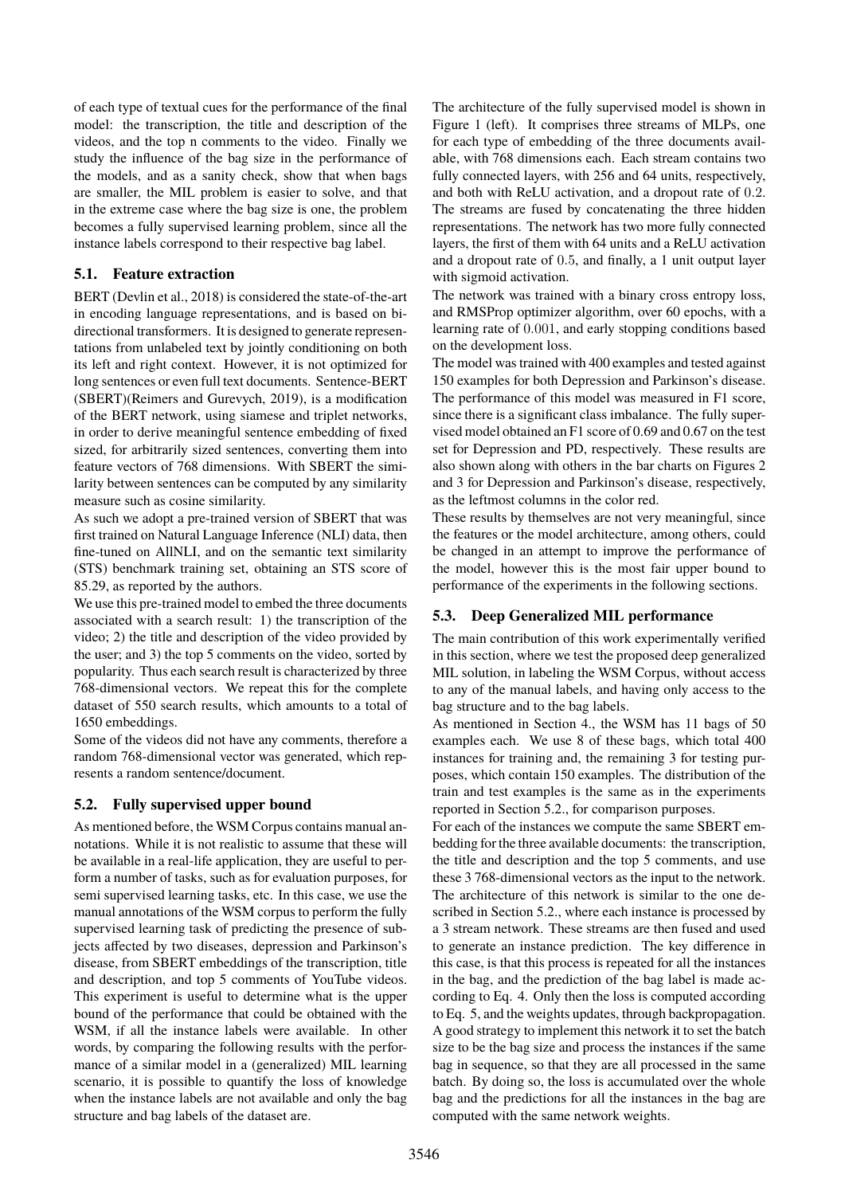of each type of textual cues for the performance of the final model: the transcription, the title and description of the videos, and the top n comments to the video. Finally we study the influence of the bag size in the performance of the models, and as a sanity check, show that when bags are smaller, the MIL problem is easier to solve, and that in the extreme case where the bag size is one, the problem becomes a fully supervised learning problem, since all the instance labels correspond to their respective bag label.

### 5.1. Feature extraction

BERT (Devlin et al., 2018) is considered the state-of-the-art in encoding language representations, and is based on bidirectional transformers. It is designed to generate representations from unlabeled text by jointly conditioning on both its left and right context. However, it is not optimized for long sentences or even full text documents. Sentence-BERT (SBERT)(Reimers and Gurevych, 2019), is a modification of the BERT network, using siamese and triplet networks, in order to derive meaningful sentence embedding of fixed sized, for arbitrarily sized sentences, converting them into feature vectors of 768 dimensions. With SBERT the similarity between sentences can be computed by any similarity measure such as cosine similarity.

As such we adopt a pre-trained version of SBERT that was first trained on Natural Language Inference (NLI) data, then fine-tuned on AllNLI, and on the semantic text similarity (STS) benchmark training set, obtaining an STS score of 85.29, as reported by the authors.

We use this pre-trained model to embed the three documents associated with a search result: 1) the transcription of the video; 2) the title and description of the video provided by the user; and 3) the top 5 comments on the video, sorted by popularity. Thus each search result is characterized by three 768-dimensional vectors. We repeat this for the complete dataset of 550 search results, which amounts to a total of 1650 embeddings.

Some of the videos did not have any comments, therefore a random 768-dimensional vector was generated, which represents a random sentence/document.

### 5.2. Fully supervised upper bound

As mentioned before, the WSM Corpus contains manual annotations. While it is not realistic to assume that these will be available in a real-life application, they are useful to perform a number of tasks, such as for evaluation purposes, for semi supervised learning tasks, etc. In this case, we use the manual annotations of the WSM corpus to perform the fully supervised learning task of predicting the presence of subjects affected by two diseases, depression and Parkinson's disease, from SBERT embeddings of the transcription, title and description, and top 5 comments of YouTube videos. This experiment is useful to determine what is the upper bound of the performance that could be obtained with the WSM, if all the instance labels were available. In other words, by comparing the following results with the performance of a similar model in a (generalized) MIL learning scenario, it is possible to quantify the loss of knowledge when the instance labels are not available and only the bag structure and bag labels of the dataset are.

The architecture of the fully supervised model is shown in Figure 1 (left). It comprises three streams of MLPs, one for each type of embedding of the three documents available, with 768 dimensions each. Each stream contains two fully connected layers, with 256 and 64 units, respectively, and both with ReLU activation, and a dropout rate of 0.2. The streams are fused by concatenating the three hidden representations. The network has two more fully connected layers, the first of them with 64 units and a ReLU activation and a dropout rate of 0.5, and finally, a 1 unit output layer with sigmoid activation.

The network was trained with a binary cross entropy loss, and RMSProp optimizer algorithm, over 60 epochs, with a learning rate of 0.001, and early stopping conditions based on the development loss.

The model was trained with 400 examples and tested against 150 examples for both Depression and Parkinson's disease. The performance of this model was measured in F1 score, since there is a significant class imbalance. The fully supervised model obtained an F1 score of 0.69 and 0.67 on the test set for Depression and PD, respectively. These results are also shown along with others in the bar charts on Figures 2 and 3 for Depression and Parkinson's disease, respectively, as the leftmost columns in the color red.

These results by themselves are not very meaningful, since the features or the model architecture, among others, could be changed in an attempt to improve the performance of the model, however this is the most fair upper bound to performance of the experiments in the following sections.

### 5.3. Deep Generalized MIL performance

The main contribution of this work experimentally verified in this section, where we test the proposed deep generalized MIL solution, in labeling the WSM Corpus, without access to any of the manual labels, and having only access to the bag structure and to the bag labels.

As mentioned in Section 4., the WSM has 11 bags of 50 examples each. We use 8 of these bags, which total 400 instances for training and, the remaining 3 for testing purposes, which contain 150 examples. The distribution of the train and test examples is the same as in the experiments reported in Section 5.2., for comparison purposes.

For each of the instances we compute the same SBERT embedding for the three available documents: the transcription, the title and description and the top 5 comments, and use these 3 768-dimensional vectors as the input to the network. The architecture of this network is similar to the one described in Section 5.2., where each instance is processed by a 3 stream network. These streams are then fused and used to generate an instance prediction. The key difference in this case, is that this process is repeated for all the instances in the bag, and the prediction of the bag label is made according to Eq. 4. Only then the loss is computed according to Eq. 5, and the weights updates, through backpropagation. A good strategy to implement this network it to set the batch size to be the bag size and process the instances if the same bag in sequence, so that they are all processed in the same batch. By doing so, the loss is accumulated over the whole bag and the predictions for all the instances in the bag are computed with the same network weights.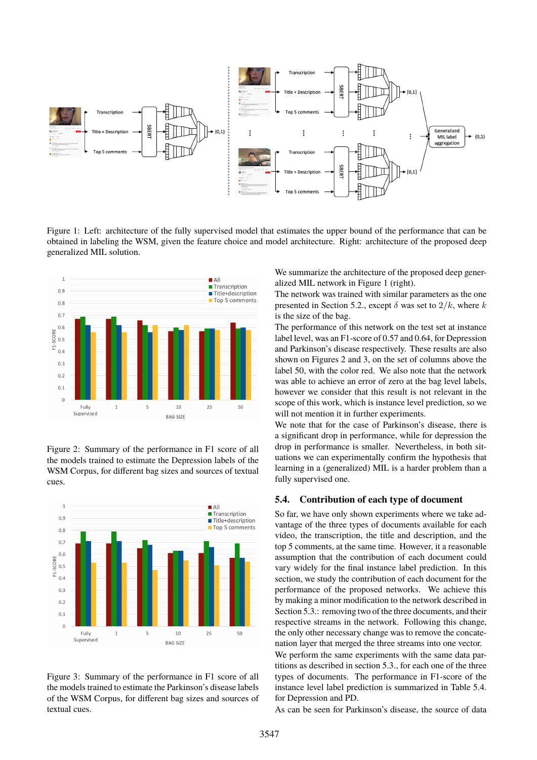Transcription

Title + Description

Top 5 comments

SBERT

{0,1}

Transcription

Title + Description

Top 5 comments

SBERT

[0,1]

Transcription

Title + Description

Top 5 comments

SBERT

[0,1]

Generalized MIL label aggregation

{0,1}

Figure 1: Left: architecture of the fully supervised model that estimates the upper bound of the performance that can be obtained in labeling the WSM, given the feature choice and model architecture. Right: architecture of the proposed deep generalized MIL solution.

All
Transcription
Title+description
Top 5 comments

F1-SCORE

0, 0.1, 0.2, 0.3, 0.4, 0.5, 0.6, 0.7, 0.8, 0.9, 1

Fully Supervised, 1, 5, 10, 25, 50

BAG SIZE

Figure 2: Summary of the performance in F1 score of all the models trained to estimate the Depression labels of the WSM Corpus, for different bag sizes and sources of textual cues.

All
Transcription
Title+description
Top 5 comments

F1-SCORE

0, 0.1, 0.2, 0.3, 0.4, 0.5, 0.6, 0.7, 0.8, 0.9, 1

Fully Supervised, 1, 5, 10, 25, 50

BAG SIZE

Figure 3: Summary of the performance in F1 score of all the models trained to estimate the Parkinson's disease labels of the WSM Corpus, for different bag sizes and sources of textual cues.

We summarize the architecture of the proposed deep generalized MIL network in Figure 1 (right).

The network was trained with similar parameters as the one presented in Section 5.2., except $\delta$ was set to $2/k$, where $k$ is the size of the bag.

The performance of this network on the test set at instance label level, was an F1-score of 0.57 and 0.64, for Depression and Parkinson's disease respectively. These results are also shown on Figures 2 and 3, on the set of columns above the label 50, with the color red. We also note that the network was able to achieve an error of zero at the bag level labels, however we consider that this result is not relevant in the scope of this work, which is instance level prediction, so we will not mention it in further experiments.

We note that for the case of Parkinson's disease, there is a significant drop in performance, while for depression the drop in performance is smaller. Nevertheless, in both situations we can experimentally confirm the hypothesis that learning in a (generalized) MIL is a harder problem than a fully supervised one.

### 5.4. Contribution of each type of document

So far, we have only shown experiments where we take advantage of the three types of documents available for each video, the transcription, the title and description, and the top 5 comments, at the same time. However, it a reasonable assumption that the contribution of each document could vary widely for the final instance label prediction. In this section, we study the contribution of each document for the performance of the proposed networks. We achieve this by making a minor modification to the network described in Section 5.3.: removing two of the three documents, and their respective streams in the network. Following this change, the only other necessary change was to remove the concatenation layer that merged the three streams into one vector.

We perform the same experiments with the same data partitions as described in section 5.3., for each one of the three types of documents. The performance in F1-score of the instance level label prediction is summarized in Table 5.4. for Depression and PD.

As can be seen for Parkinson's disease, the source of data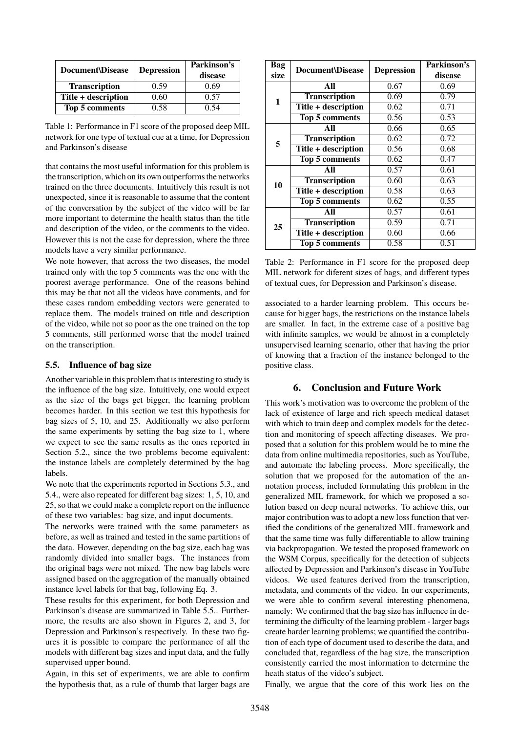| Document\Disease | Depression | Parkinson's disease |
|---|---|---|
| **Transcription** | 0.59 | 0.69 |
| **Title + description** | 0.60 | 0.57 |
| **Top 5 comments** | 0.58 | 0.54 |

Table 1: Performance in F1 score of the proposed deep MIL network for one type of textual cue at a time, for Depression and Parkinson's disease

that contains the most useful information for this problem is the transcription, which on its own outperforms the networks trained on the three documents. Intuitively this result is not unexpected, since it is reasonable to assume that the content of the conversation by the subject of the video will be far more important to determine the health status than the title and description of the video, or the comments to the video. However this is not the case for depression, where the three models have a very similar performance.

We note however, that across the two diseases, the model trained only with the top 5 comments was the one with the poorest average performance. One of the reasons behind this may be that not all the videos have comments, and for these cases random embedding vectors were generated to replace them. The models trained on title and description of the video, while not so poor as the one trained on the top 5 comments, still performed worse that the model trained on the transcription.

### 5.5. Influence of bag size

Another variable in this problem that is interesting to study is the influence of the bag size. Intuitively, one would expect as the size of the bags get bigger, the learning problem becomes harder. In this section we test this hypothesis for bag sizes of 5, 10, and 25. Additionally we also perform the same experiments by setting the bag size to 1, where we expect to see the same results as the ones reported in Section 5.2., since the two problems become equivalent: the instance labels are completely determined by the bag labels.

We note that the experiments reported in Sections 5.3., and 5.4., were also repeated for different bag sizes: 1, 5, 10, and 25, so that we could make a complete report on the influence of these two variables: bag size, and input documents.

The networks were trained with the same parameters as before, as well as trained and tested in the same partitions of the data. However, depending on the bag size, each bag was randomly divided into smaller bags. The instances from the original bags were not mixed. The new bag labels were assigned based on the aggregation of the manually obtained instance level labels for that bag, following Eq. 3.

These results for this experiment, for both Depression and Parkinson's disease are summarized in Table 5.5.. Furthermore, the results are also shown in Figures 2, and 3, for Depression and Parkinson's respectively. In these two figures it is possible to compare the performance of all the models with different bag sizes and input data, and the fully supervised upper bound.

Again, in this set of experiments, we are able to confirm the hypothesis that, as a rule of thumb that larger bags are associated to a harder learning problem. This occurs because for bigger bags, the restrictions on the instance labels are smaller. In fact, in the extreme case of a positive bag with infinite samples, we would be almost in a completely unsupervised learning scenario, other that having the prior of knowing that a fraction of the instance belonged to the positive class.

| Bag size | Document\Disease | Depression | Parkinson's disease |
|---|---|---|---|
| **1** | **All** | 0.67 | 0.69 |
| | **Transcription** | 0.69 | 0.79 |
| | **Title + description** | 0.62 | 0.71 |
| | **Top 5 comments** | 0.56 | 0.53 |
| **5** | **All** | 0.66 | 0.65 |
| | **Transcription** | 0.62 | 0.72 |
| | **Title + description** | 0.56 | 0.68 |
| | **Top 5 comments** | 0.62 | 0.47 |
| **10** | **All** | 0.57 | 0.61 |
| | **Transcription** | 0.60 | 0.63 |
| | **Title + description** | 0.58 | 0.63 |
| | **Top 5 comments** | 0.62 | 0.55 |
| **25** | **All** | 0.57 | 0.61 |
| | **Transcription** | 0.59 | 0.71 |
| | **Title + description** | 0.60 | 0.66 |
| | **Top 5 comments** | 0.58 | 0.51 |

Table 2: Performance in F1 score for the proposed deep MIL network for diferent sizes of bags, and different types of textual cues, for Depression and Parkinson's disease.

## 6. Conclusion and Future Work

This work's motivation was to overcome the problem of the lack of existence of large and rich speech medical dataset with which to train deep and complex models for the detection and monitoring of speech affecting diseases. We proposed that a solution for this problem would be to mine the data from online multimedia repositories, such as YouTube, and automate the labeling process. More specifically, the solution that we proposed for the automation of the annotation process, included formulating this problem in the generalized MIL framework, for which we proposed a solution based on deep neural networks. To achieve this, our major contribution was to adopt a new loss function that verified the conditions of the generalized MIL framework and that the same time was fully differentiable to allow training via backpropagation. We tested the proposed framework on the WSM Corpus, specifically for the detection of subjects affected by Depression and Parkinson's disease in YouTube videos. We used features derived from the transcription, metadata, and comments of the video. In our experiments, we were able to confirm several interesting phenomena, namely: We confirmed that the bag size has influence in determining the difficulty of the learning problem - larger bags create harder learning problems; we quantified the contribution of each type of document used to describe the data, and concluded that, regardless of the bag size, the transcription consistently carried the most information to determine the heath status of the video's subject.

Finally, we argue that the core of this work lies on the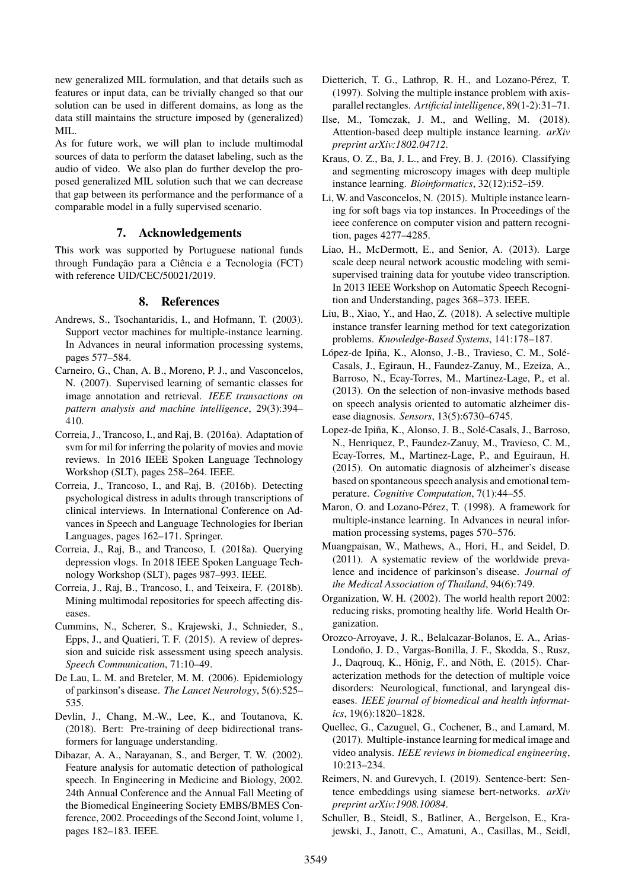new generalized MIL formulation, and that details such as features or input data, can be trivially changed so that our solution can be used in different domains, as long as the data still maintains the structure imposed by (generalized) MIL.

As for future work, we will plan to include multimodal sources of data to perform the dataset labeling, such as the audio of video. We also plan do further develop the proposed generalized MIL solution such that we can decrease that gap between its performance and the performance of a comparable model in a fully supervised scenario.

## 7. Acknowledgements

This work was supported by Portuguese national funds through Fundação para a Ciência e a Tecnologia (FCT) with reference UID/CEC/50021/2019.

## 8. References

Andrews, S., Tsochantaridis, I., and Hofmann, T. (2003). Support vector machines for multiple-instance learning. In Advances in neural information processing systems, pages 577–584.

Carneiro, G., Chan, A. B., Moreno, P. J., and Vasconcelos, N. (2007). Supervised learning of semantic classes for image annotation and retrieval. *IEEE transactions on pattern analysis and machine intelligence*, 29(3):394–410.

Correia, J., Trancoso, I., and Raj, B. (2016a). Adaptation of svm for mil for inferring the polarity of movies and movie reviews. In 2016 IEEE Spoken Language Technology Workshop (SLT), pages 258–264. IEEE.

Correia, J., Trancoso, I., and Raj, B. (2016b). Detecting psychological distress in adults through transcriptions of clinical interviews. In International Conference on Advances in Speech and Language Technologies for Iberian Languages, pages 162–171. Springer.

Correia, J., Raj, B., and Trancoso, I. (2018a). Querying depression vlogs. In 2018 IEEE Spoken Language Technology Workshop (SLT), pages 987–993. IEEE.

Correia, J., Raj, B., Trancoso, I., and Teixeira, F. (2018b). Mining multimodal repositories for speech affecting diseases.

Cummins, N., Scherer, S., Krajewski, J., Schnieder, S., Epps, J., and Quatieri, T. F. (2015). A review of depression and suicide risk assessment using speech analysis. *Speech Communication*, 71:10–49.

De Lau, L. M. and Breteler, M. M. (2006). Epidemiology of parkinson's disease. *The Lancet Neurology*, 5(6):525–535.

Devlin, J., Chang, M.-W., Lee, K., and Toutanova, K. (2018). Bert: Pre-training of deep bidirectional transformers for language understanding.

Dibazar, A. A., Narayanan, S., and Berger, T. W. (2002). Feature analysis for automatic detection of pathological speech. In Engineering in Medicine and Biology, 2002. 24th Annual Conference and the Annual Fall Meeting of the Biomedical Engineering Society EMBS/BMES Conference, 2002. Proceedings of the Second Joint, volume 1, pages 182–183. IEEE.

Dietterich, T. G., Lathrop, R. H., and Lozano-Pérez, T. (1997). Solving the multiple instance problem with axis-parallel rectangles. *Artificial intelligence*, 89(1-2):31–71.

Ilse, M., Tomczak, J. M., and Welling, M. (2018). Attention-based deep multiple instance learning. *arXiv preprint arXiv:1802.04712*.

Kraus, O. Z., Ba, J. L., and Frey, B. J. (2016). Classifying and segmenting microscopy images with deep multiple instance learning. *Bioinformatics*, 32(12):i52–i59.

Li, W. and Vasconcelos, N. (2015). Multiple instance learning for soft bags via top instances. In Proceedings of the ieee conference on computer vision and pattern recognition, pages 4277–4285.

Liao, H., McDermott, E., and Senior, A. (2013). Large scale deep neural network acoustic modeling with semi-supervised training data for youtube video transcription. In 2013 IEEE Workshop on Automatic Speech Recognition and Understanding, pages 368–373. IEEE.

Liu, B., Xiao, Y., and Hao, Z. (2018). A selective multiple instance transfer learning method for text categorization problems. *Knowledge-Based Systems*, 141:178–187.

López-de Ipiña, K., Alonso, J.-B., Travieso, C. M., Solé-Casals, J., Egiraun, H., Faundez-Zanuy, M., Ezeiza, A., Barroso, N., Ecay-Torres, M., Martinez-Lage, P., et al. (2013). On the selection of non-invasive methods based on speech analysis oriented to automatic alzheimer disease diagnosis. *Sensors*, 13(5):6730–6745.

Lopez-de Ipiña, K., Alonso, J. B., Solé-Casals, J., Barroso, N., Henriquez, P., Faundez-Zanuy, M., Travieso, C. M., Ecay-Torres, M., Martinez-Lage, P., and Eguiraun, H. (2015). On automatic diagnosis of alzheimer's disease based on spontaneous speech analysis and emotional temperature. *Cognitive Computation*, 7(1):44–55.

Maron, O. and Lozano-Pérez, T. (1998). A framework for multiple-instance learning. In Advances in neural information processing systems, pages 570–576.

Muangpaisan, W., Mathews, A., Hori, H., and Seidel, D. (2011). A systematic review of the worldwide prevalence and incidence of parkinson's disease. *Journal of the Medical Association of Thailand*, 94(6):749.

Organization, W. H. (2002). The world health report 2002: reducing risks, promoting healthy life. World Health Organization.

Orozco-Arroyave, J. R., Belalcazar-Bolanos, E. A., Arias-Londoño, J. D., Vargas-Bonilla, J. F., Skodda, S., Rusz, J., Daqrouq, K., Hönig, F., and Nöth, E. (2015). Characterization methods for the detection of multiple voice disorders: Neurological, functional, and laryngeal diseases. *IEEE journal of biomedical and health informatics*, 19(6):1820–1828.

Quellec, G., Cazuguel, G., Cochener, B., and Lamard, M. (2017). Multiple-instance learning for medical image and video analysis. *IEEE reviews in biomedical engineering*, 10:213–234.

Reimers, N. and Gurevych, I. (2019). Sentence-bert: Sentence embeddings using siamese bert-networks. *arXiv preprint arXiv:1908.10084*.

Schuller, B., Steidl, S., Batliner, A., Bergelson, E., Krajewski, J., Janott, C., Amatuni, A., Casillas, M., Seidl,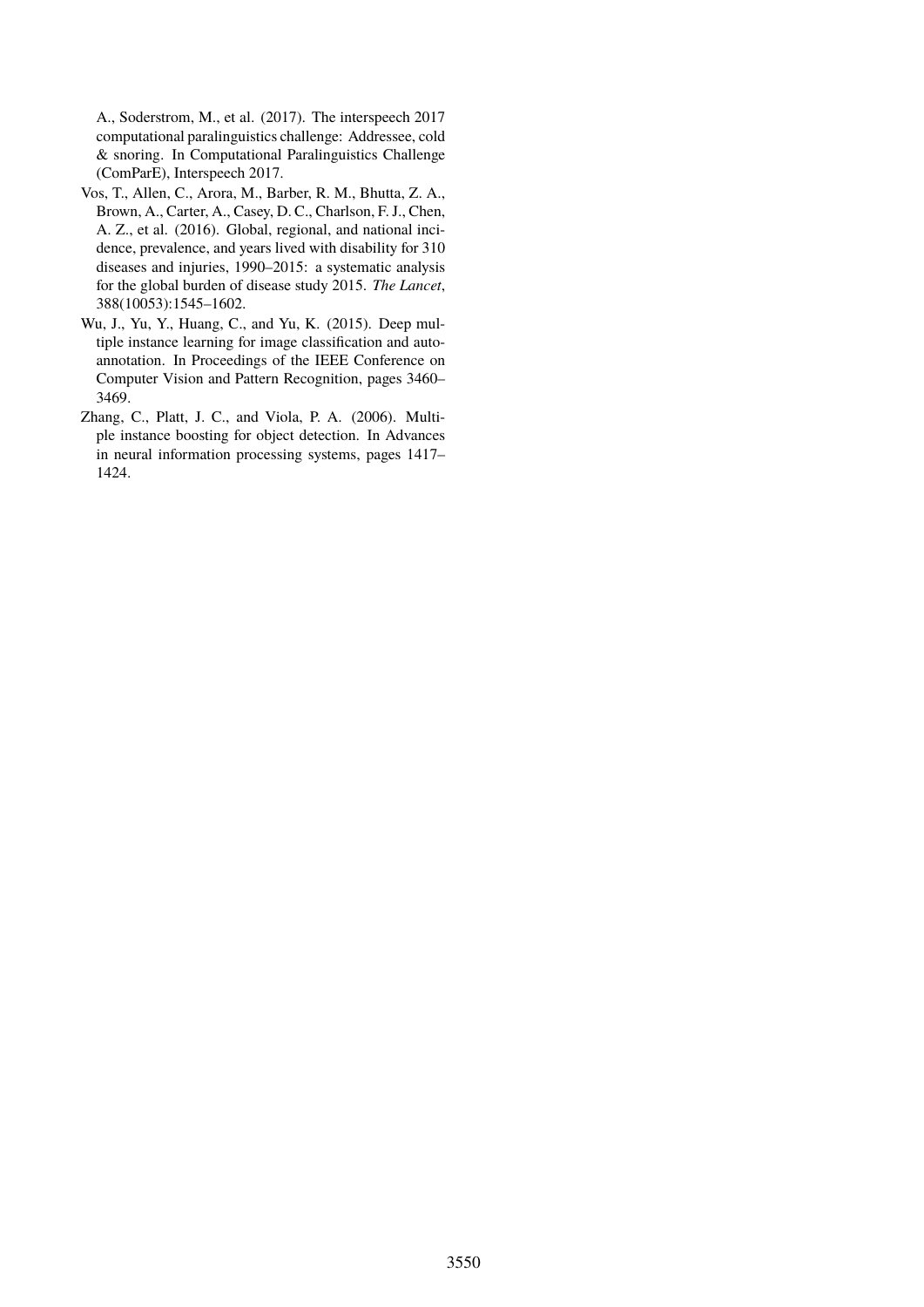A., Soderstrom, M., et al. (2017). The interspeech 2017 computational paralinguistics challenge: Addressee, cold & snoring. In Computational Paralinguistics Challenge (ComParE), Interspeech 2017.

Vos, T., Allen, C., Arora, M., Barber, R. M., Bhutta, Z. A., Brown, A., Carter, A., Casey, D. C., Charlson, F. J., Chen, A. Z., et al. (2016). Global, regional, and national incidence, prevalence, and years lived with disability for 310 diseases and injuries, 1990–2015: a systematic analysis for the global burden of disease study 2015. *The Lancet*, 388(10053):1545–1602.

Wu, J., Yu, Y., Huang, C., and Yu, K. (2015). Deep multiple instance learning for image classification and auto-annotation. In Proceedings of the IEEE Conference on Computer Vision and Pattern Recognition, pages 3460–3469.

Zhang, C., Platt, J. C., and Viola, P. A. (2006). Multiple instance boosting for object detection. In Advances in neural information processing systems, pages 1417–1424.